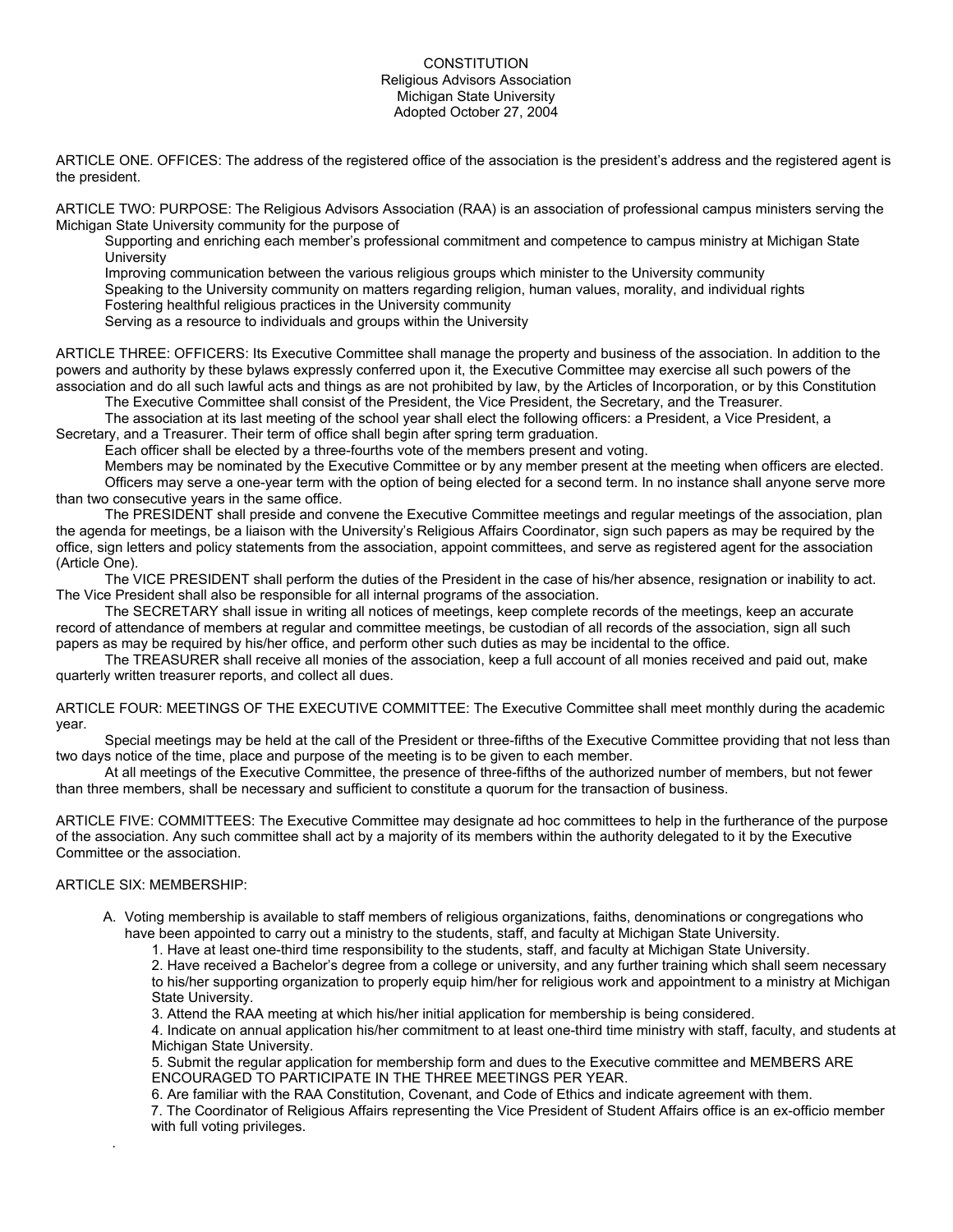# CONSTITUTION
## Religious Advisors Association
## Michigan State University
## Adopted October 27, 2004

ARTICLE ONE. OFFICES: The address of the registered office of the association is the president's address and the registered agent is the president.

ARTICLE TWO: PURPOSE: The Religious Advisors Association (RAA) is an association of professional campus ministers serving the Michigan State University community for the purpose of

Supporting and enriching each member's professional commitment and competence to campus ministry at Michigan State University

Improving communication between the various religious groups which minister to the University community

Speaking to the University community on matters regarding religion, human values, morality, and individual rights

Fostering healthful religious practices in the University community

Serving as a resource to individuals and groups within the University

ARTICLE THREE: OFFICERS: Its Executive Committee shall manage the property and business of the association. In addition to the powers and authority by these bylaws expressly conferred upon it, the Executive Committee may exercise all such powers of the association and do all such lawful acts and things as are not prohibited by law, by the Articles of Incorporation, or by this Constitution

The Executive Committee shall consist of the President, the Vice President, the Secretary, and the Treasurer.

The association at its last meeting of the school year shall elect the following officers: a President, a Vice President, a Secretary, and a Treasurer. Their term of office shall begin after spring term graduation.

Each officer shall be elected by a three-fourths vote of the members present and voting.

Members may be nominated by the Executive Committee or by any member present at the meeting when officers are elected.

Officers may serve a one-year term with the option of being elected for a second term. In no instance shall anyone serve more than two consecutive years in the same office.

The PRESIDENT shall preside and convene the Executive Committee meetings and regular meetings of the association, plan the agenda for meetings, be a liaison with the University's Religious Affairs Coordinator, sign such papers as may be required by the office, sign letters and policy statements from the association, appoint committees, and serve as registered agent for the association (Article One).

The VICE PRESIDENT shall perform the duties of the President in the case of his/her absence, resignation or inability to act. The Vice President shall also be responsible for all internal programs of the association.

The SECRETARY shall issue in writing all notices of meetings, keep complete records of the meetings, keep an accurate record of attendance of members at regular and committee meetings, be custodian of all records of the association, sign all such papers as may be required by his/her office, and perform other such duties as may be incidental to the office.

The TREASURER shall receive all monies of the association, keep a full account of all monies received and paid out, make quarterly written treasurer reports, and collect all dues.

ARTICLE FOUR: MEETINGS OF THE EXECUTIVE COMMITTEE: The Executive Committee shall meet monthly during the academic year.

Special meetings may be held at the call of the President or three-fifths of the Executive Committee providing that not less than two days notice of the time, place and purpose of the meeting is to be given to each member.

At all meetings of the Executive Committee, the presence of three-fifths of the authorized number of members, but not fewer than three members, shall be necessary and sufficient to constitute a quorum for the transaction of business.

ARTICLE FIVE: COMMITTEES: The Executive Committee may designate ad hoc committees to help in the furtherance of the purpose of the association. Any such committee shall act by a majority of its members within the authority delegated to it by the Executive Committee or the association.

ARTICLE SIX: MEMBERSHIP:

A. Voting membership is available to staff members of religious organizations, faiths, denominations or congregations who have been appointed to carry out a ministry to the students, staff, and faculty at Michigan State University.

1. Have at least one-third time responsibility to the students, staff, and faculty at Michigan State University.
2. Have received a Bachelor's degree from a college or university, and any further training which shall seem necessary to his/her supporting organization to properly equip him/her for religious work and appointment to a ministry at Michigan State University.
3. Attend the RAA meeting at which his/her initial application for membership is being considered.
4. Indicate on annual application his/her commitment to at least one-third time ministry with staff, faculty, and students at Michigan State University.
5. Submit the regular application for membership form and dues to the Executive committee and MEMBERS ARE ENCOURAGED TO PARTICIPATE IN THE THREE MEETINGS PER YEAR.
6. Are familiar with the RAA Constitution, Covenant, and Code of Ethics and indicate agreement with them.
7. The Coordinator of Religious Affairs representing the Vice President of Student Affairs office is an ex-officio member with full voting privileges.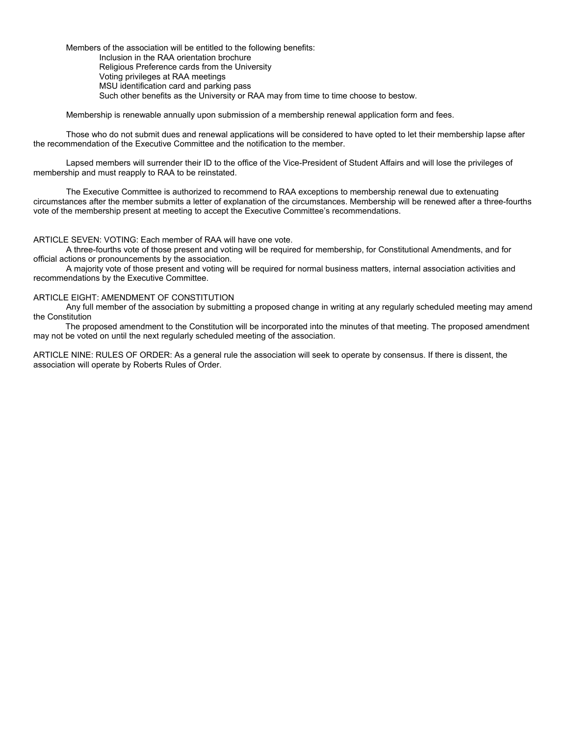Members of the association will be entitled to the following benefits:

- Inclusion in the RAA orientation brochure
- Religious Preference cards from the University
- Voting privileges at RAA meetings
- MSU identification card and parking pass
- Such other benefits as the University or RAA may from time to time choose to bestow.

Membership is renewable annually upon submission of a membership renewal application form and fees.

Those who do not submit dues and renewal applications will be considered to have opted to let their membership lapse after the recommendation of the Executive Committee and the notification to the member.

Lapsed members will surrender their ID to the office of the Vice-President of Student Affairs and will lose the privileges of membership and must reapply to RAA to be reinstated.

The Executive Committee is authorized to recommend to RAA exceptions to membership renewal due to extenuating circumstances after the member submits a letter of explanation of the circumstances. Membership will be renewed after a three-fourths vote of the membership present at meeting to accept the Executive Committee's recommendations.

ARTICLE SEVEN: VOTING: Each member of RAA will have one vote.

A three-fourths vote of those present and voting will be required for membership, for Constitutional Amendments, and for official actions or pronouncements by the association.

A majority vote of those present and voting will be required for normal business matters, internal association activities and recommendations by the Executive Committee.

ARTICLE EIGHT: AMENDMENT OF CONSTITUTION

Any full member of the association by submitting a proposed change in writing at any regularly scheduled meeting may amend the Constitution

The proposed amendment to the Constitution will be incorporated into the minutes of that meeting. The proposed amendment may not be voted on until the next regularly scheduled meeting of the association.

ARTICLE NINE: RULES OF ORDER: As a general rule the association will seek to operate by consensus. If there is dissent, the association will operate by Roberts Rules of Order.